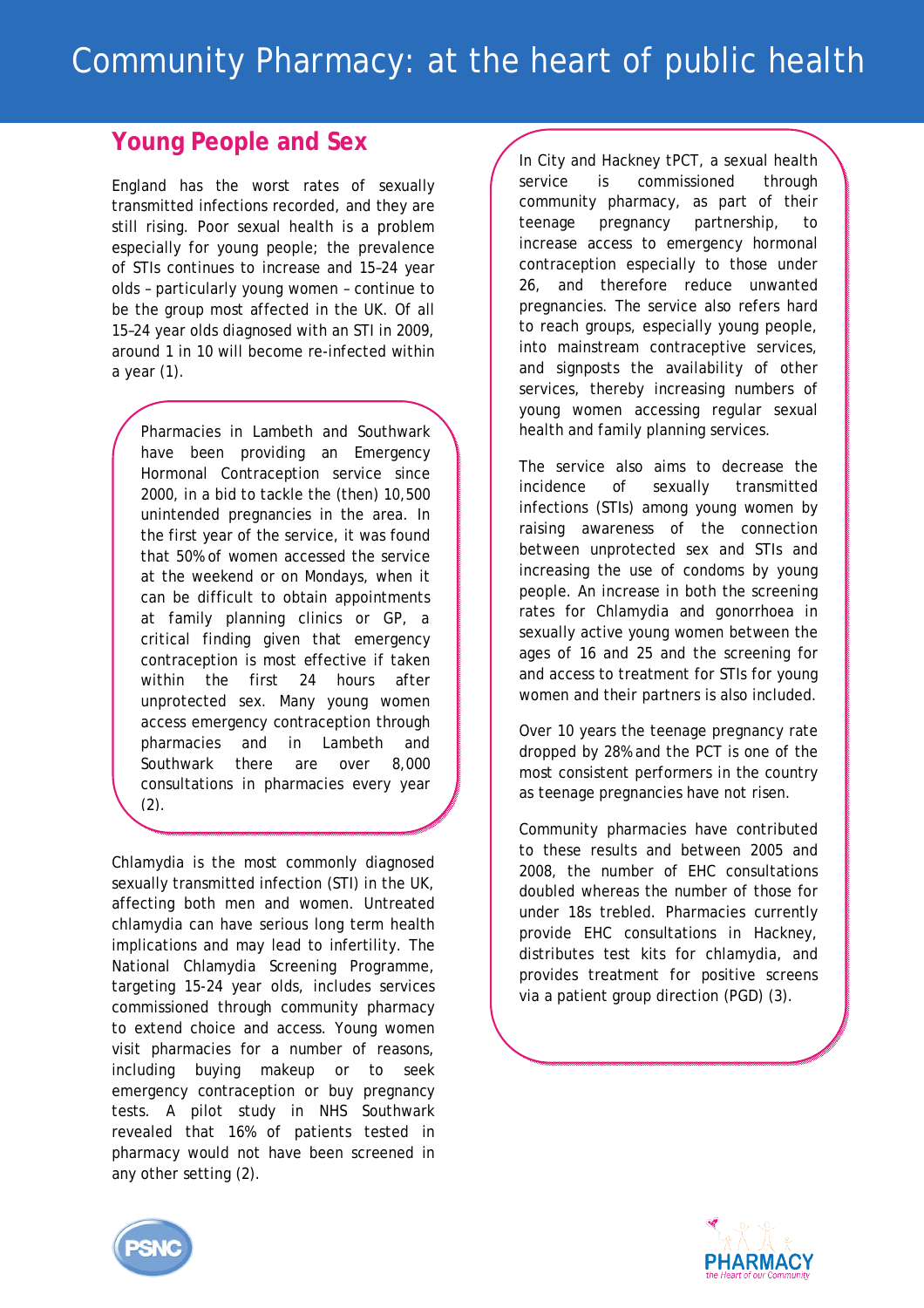# Community Pharmacy: at the heart of public health

## Young People and Sex

England has the worst rates of sexually transmitted infections recorded, and they are still rising. Poor sexual health is a problem especially for young people; the prevalence of STIs continues to increase and 15–24 year olds – particularly young women – continue to be the group most affected in the UK. Of all 15–24 year olds diagnosed with an STI in 2009, around 1 in 10 will become re-infected within a year (1).

Pharmacies in Lambeth and Southwark have been providing an Emergency Hormonal Contraception service since 2000, in a bid to tackle the (then) 10,500 unintended pregnancies in the area. In the first year of the service, it was found that 50% of women accessed the service at the weekend or on Mondays, when it can be difficult to obtain appointments at family planning clinics or GP, a critical finding given that emergency contraception is most effective if taken within the first 24 hours after unprotected sex. Many young women access emergency contraception through pharmacies and in Lambeth and Southwark there are over 8,000 consultations in pharmacies every year (2).

Chlamydia is the most commonly diagnosed sexually transmitted infection (STI) in the UK, affecting both men and women. Untreated chlamydia can have serious long term health implications and may lead to infertility. The National Chlamydia Screening Programme, targeting 15-24 year olds, includes services commissioned through community pharmacy to extend choice and access. Young women visit pharmacies for a number of reasons, including buying makeup or to seek emergency contraception or buy pregnancy tests. A pilot study in NHS Southwark revealed that 16% of patients tested in pharmacy would not have been screened in any other setting (2).

In City and Hackney tPCT, a sexual health service is commissioned through community pharmacy, as part of their teenage pregnancy partnership, to increase access to emergency hormonal contraception especially to those under 26, and therefore reduce unwanted pregnancies. The service also refers hard to reach groups, especially young people, into mainstream contraceptive services, and signposts the availability of other services, thereby increasing numbers of young women accessing regular sexual health and family planning services.

The service also aims to decrease the incidence of sexually transmitted infections (STIs) among young women by raising awareness of the connection between unprotected sex and STIs and increasing the use of condoms by young people. An increase in both the screening rates for Chlamydia and gonorrhoea in sexually active young women between the ages of 16 and 25 and the screening for and access to treatment for STIs for young women and their partners is also included.

Over 10 years the teenage pregnancy rate dropped by 28% and the PCT is one of the most consistent performers in the country as teenage pregnancies have not risen.

Community pharmacies have contributed to these results and between 2005 and 2008, the number of EHC consultations doubled whereas the number of those for under 18s trebled. Pharmacies currently provide EHC consultations in Hackney, distributes test kits for chlamydia, and provides treatment for positive screens via a patient group direction (PGD) (3).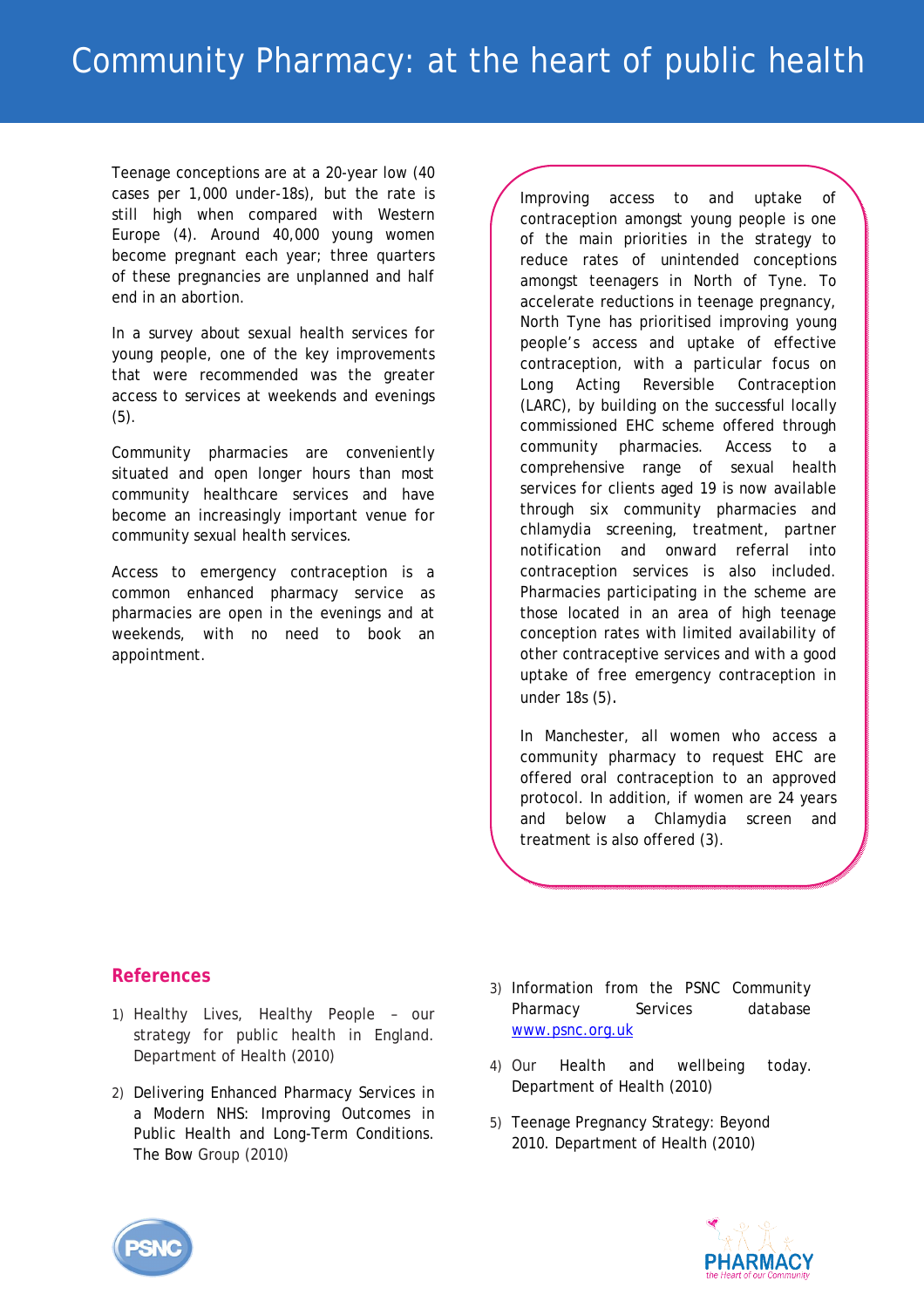# Community Pharmacy: at the heart of public health

Teenage conceptions are at a 20-year low (40 cases per 1,000 under-18s), but the rate is still high when compared with Western Europe (4). Around 40,000 young women become pregnant each year; three quarters of these pregnancies are unplanned and half end in an abortion.

In a survey about sexual health services for young people, one of the key improvements that were recommended was the greater access to services at weekends and evenings (5).

Community pharmacies are conveniently situated and open longer hours than most community healthcare services and have become an increasingly important venue for community sexual health services.

Access to emergency contraception is a common enhanced pharmacy service as pharmacies are open in the evenings and at weekends, with no need to book an appointment.

Improving access to and uptake of contraception amongst young people is one of the main priorities in the strategy to reduce rates of unintended conceptions amongst teenagers in North of Tyne. To accelerate reductions in teenage pregnancy, North Tyne has prioritised improving young people's access and uptake of effective contraception, with a particular focus on Long Acting Reversible Contraception (LARC), by building on the successful locally commissioned EHC scheme offered through community pharmacies. Access to a comprehensive range of sexual health services for clients aged 19 is now available through six community pharmacies and chlamydia screening, treatment, partner notification and onward referral into contraception services is also included. Pharmacies participating in the scheme are those located in an area of high teenage conception rates with limited availability of other contraceptive services and with a good uptake of free emergency contraception in under 18s (5).

In Manchester, all women who access a community pharmacy to request EHC are offered oral contraception to an approved protocol. In addition, if women are 24 years and below a Chlamydia screen and treatment is also offered (3).

## References

1) Healthy Lives, Healthy People – our strategy for public health in England. Department of Health (2010)
2) Delivering Enhanced Pharmacy Services in a Modern NHS: Improving Outcomes in Public Health and Long-Term Conditions. The Bow Group (2010)
3) Information from the PSNC Community Pharmacy Services database www.psnc.org.uk
4) Our Health and wellbeing today. Department of Health (2010)
5) Teenage Pregnancy Strategy: Beyond 2010. Department of Health (2010)

PSNC

PHARMACY
the Heart of our Community